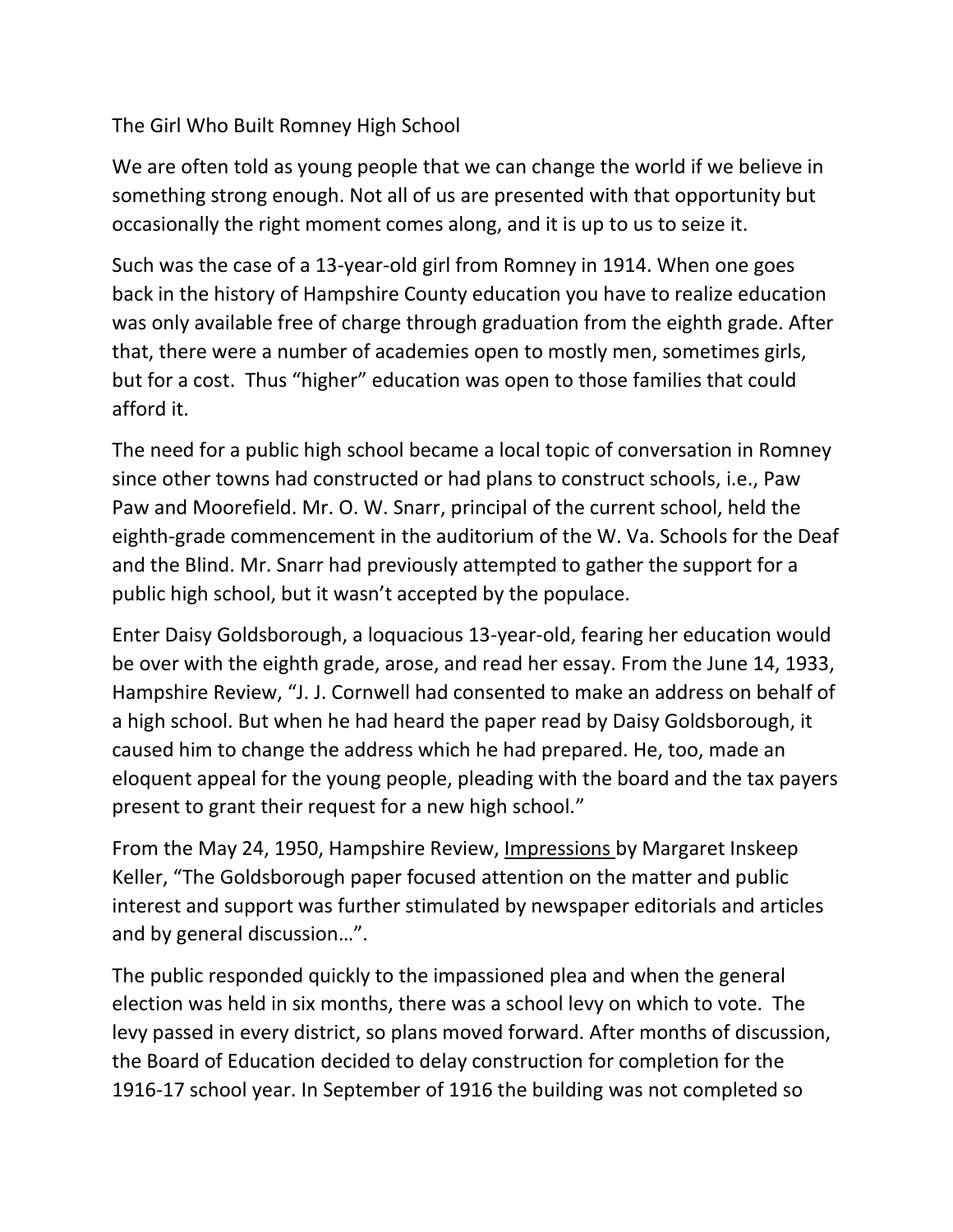# The Girl Who Built Romney High School

We are often told as young people that we can change the world if we believe in something strong enough. Not all of us are presented with that opportunity but occasionally the right moment comes along, and it is up to us to seize it.

Such was the case of a 13-year-old girl from Romney in 1914. When one goes back in the history of Hampshire County education you have to realize education was only available free of charge through graduation from the eighth grade. After that, there were a number of academies open to mostly men, sometimes girls, but for a cost. Thus "higher" education was open to those families that could afford it.

The need for a public high school became a local topic of conversation in Romney since other towns had constructed or had plans to construct schools, i.e., Paw Paw and Moorefield. Mr. O. W. Snarr, principal of the current school, held the eighth-grade commencement in the auditorium of the W. Va. Schools for the Deaf and the Blind. Mr. Snarr had previously attempted to gather the support for a public high school, but it wasn't accepted by the populace.

Enter Daisy Goldsborough, a loquacious 13-year-old, fearing her education would be over with the eighth grade, arose, and read her essay. From the June 14, 1933, Hampshire Review, "J. J. Cornwell had consented to make an address on behalf of a high school. But when he had heard the paper read by Daisy Goldsborough, it caused him to change the address which he had prepared. He, too, made an eloquent appeal for the young people, pleading with the board and the tax payers present to grant their request for a new high school."

From the May 24, 1950, Hampshire Review, <u>Impressions</u> by Margaret Inskeep Keller, "The Goldsborough paper focused attention on the matter and public interest and support was further stimulated by newspaper editorials and articles and by general discussion…".

The public responded quickly to the impassioned plea and when the general election was held in six months, there was a school levy on which to vote. The levy passed in every district, so plans moved forward. After months of discussion, the Board of Education decided to delay construction for completion for the 1916-17 school year. In September of 1916 the building was not completed so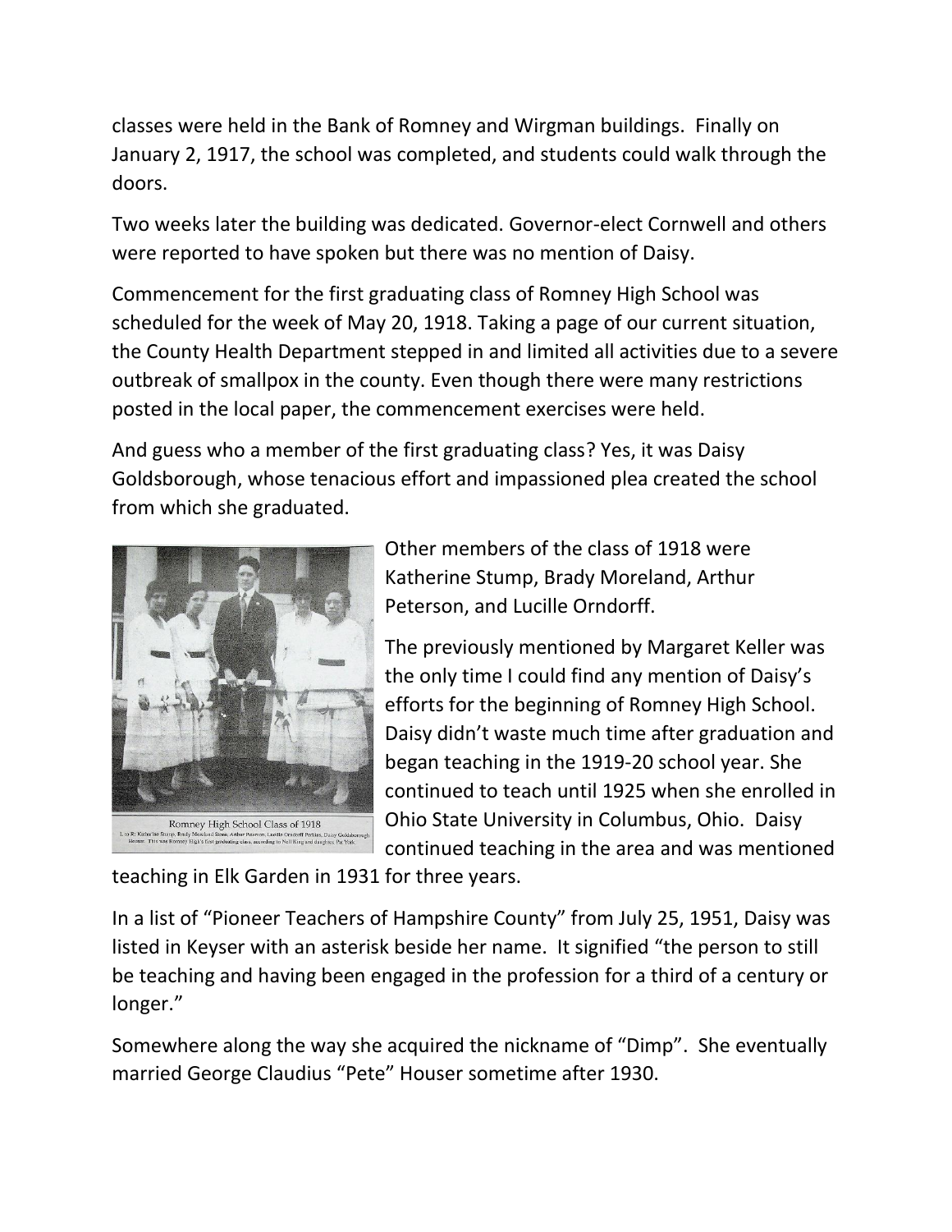classes were held in the Bank of Romney and Wirgman buildings. Finally on January 2, 1917, the school was completed, and students could walk through the doors.

Two weeks later the building was dedicated. Governor-elect Cornwell and others were reported to have spoken but there was no mention of Daisy.

Commencement for the first graduating class of Romney High School was scheduled for the week of May 20, 1918. Taking a page of our current situation, the County Health Department stepped in and limited all activities due to a severe outbreak of smallpox in the county. Even though there were many restrictions posted in the local paper, the commencement exercises were held.

And guess who a member of the first graduating class? Yes, it was Daisy Goldsborough, whose tenacious effort and impassioned plea created the school from which she graduated.

Romney High School Class of 1918

L to R: Katherine Stump, Brady Moreland Stone, Arthur Peterson, Lucille Orndorff Perkins, Daisy Goldsborough Houser. This was Romney High's first graduating class, according to Nell King and daughter, Pat York.

Other members of the class of 1918 were Katherine Stump, Brady Moreland, Arthur Peterson, and Lucille Orndorff.

The previously mentioned by Margaret Keller was the only time I could find any mention of Daisy's efforts for the beginning of Romney High School. Daisy didn't waste much time after graduation and began teaching in the 1919-20 school year. She continued to teach until 1925 when she enrolled in Ohio State University in Columbus, Ohio. Daisy continued teaching in the area and was mentioned teaching in Elk Garden in 1931 for three years.

In a list of "Pioneer Teachers of Hampshire County" from July 25, 1951, Daisy was listed in Keyser with an asterisk beside her name. It signified "the person to still be teaching and having been engaged in the profession for a third of a century or longer."

Somewhere along the way she acquired the nickname of "Dimp". She eventually married George Claudius "Pete" Houser sometime after 1930.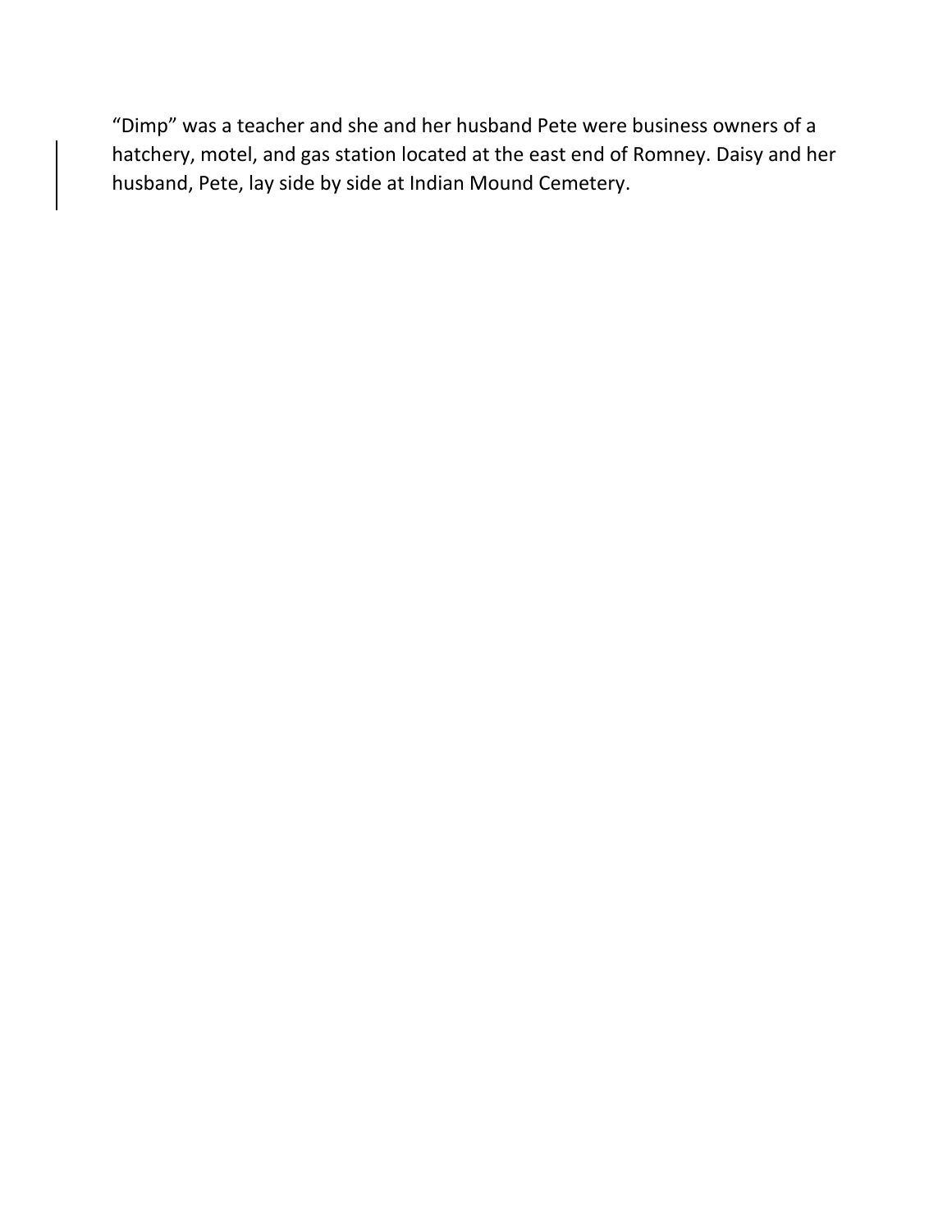"Dimp" was a teacher and she and her husband Pete were business owners of a hatchery, motel, and gas station located at the east end of Romney. Daisy and her husband, Pete, lay side by side at Indian Mound Cemetery.